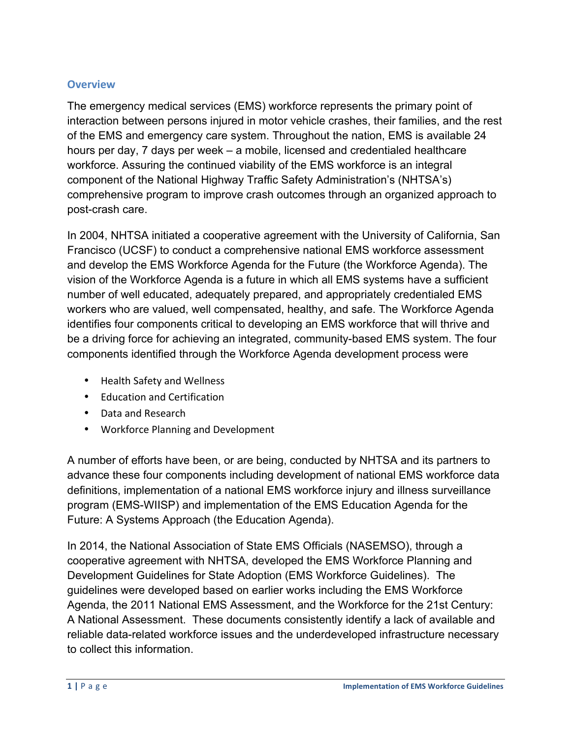## Overview

The emergency medical services (EMS) workforce represents the primary point of interaction between persons injured in motor vehicle crashes, their families, and the rest of the EMS and emergency care system. Throughout the nation, EMS is available 24 hours per day, 7 days per week – a mobile, licensed and credentialed healthcare workforce. Assuring the continued viability of the EMS workforce is an integral component of the National Highway Traffic Safety Administration's (NHTSA's) comprehensive program to improve crash outcomes through an organized approach to post-crash care.

In 2004, NHTSA initiated a cooperative agreement with the University of California, San Francisco (UCSF) to conduct a comprehensive national EMS workforce assessment and develop the EMS Workforce Agenda for the Future (the Workforce Agenda). The vision of the Workforce Agenda is a future in which all EMS systems have a sufficient number of well educated, adequately prepared, and appropriately credentialed EMS workers who are valued, well compensated, healthy, and safe. The Workforce Agenda identifies four components critical to developing an EMS workforce that will thrive and be a driving force for achieving an integrated, community-based EMS system. The four components identified through the Workforce Agenda development process were

- Health Safety and Wellness
- Education and Certification
- Data and Research
- Workforce Planning and Development

A number of efforts have been, or are being, conducted by NHTSA and its partners to advance these four components including development of national EMS workforce data definitions, implementation of a national EMS workforce injury and illness surveillance program (EMS-WIISP) and implementation of the EMS Education Agenda for the Future: A Systems Approach (the Education Agenda).

In 2014, the National Association of State EMS Officials (NASEMSO), through a cooperative agreement with NHTSA, developed the EMS Workforce Planning and Development Guidelines for State Adoption (EMS Workforce Guidelines). The guidelines were developed based on earlier works including the EMS Workforce Agenda, the 2011 National EMS Assessment, and the Workforce for the 21st Century: A National Assessment. These documents consistently identify a lack of available and reliable data-related workforce issues and the underdeveloped infrastructure necessary to collect this information.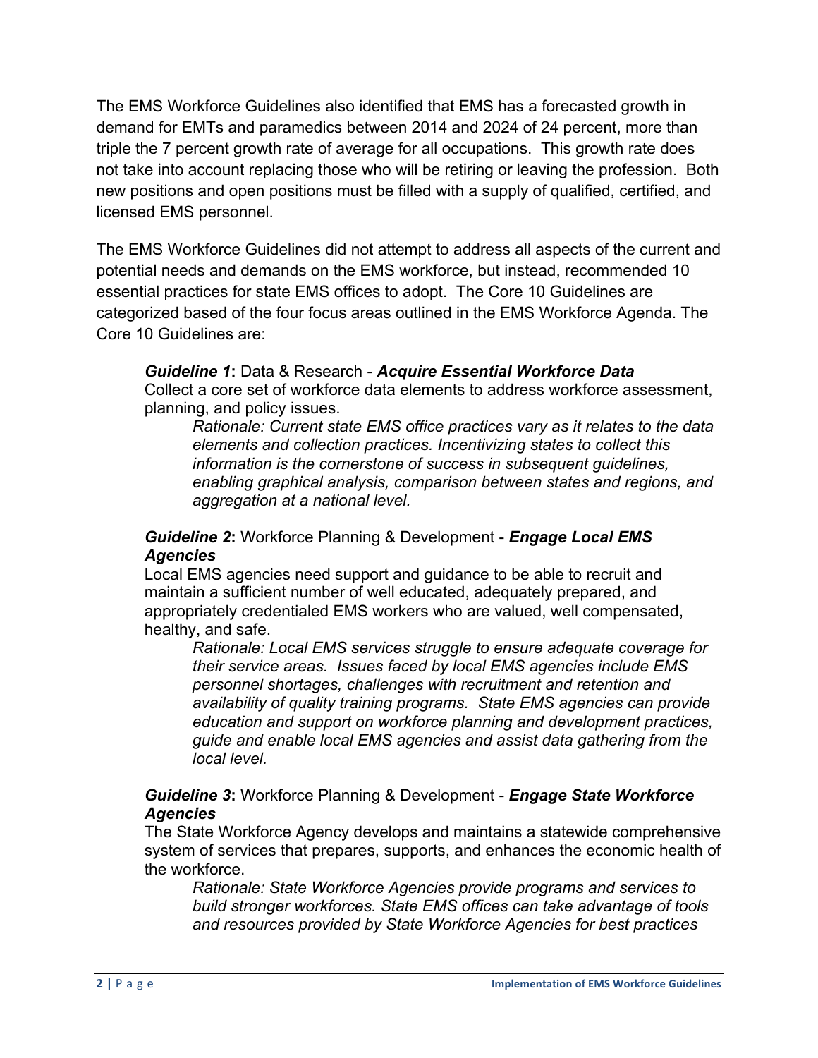The EMS Workforce Guidelines also identified that EMS has a forecasted growth in demand for EMTs and paramedics between 2014 and 2024 of 24 percent, more than triple the 7 percent growth rate of average for all occupations. This growth rate does not take into account replacing those who will be retiring or leaving the profession. Both new positions and open positions must be filled with a supply of qualified, certified, and licensed EMS personnel.

The EMS Workforce Guidelines did not attempt to address all aspects of the current and potential needs and demands on the EMS workforce, but instead, recommended 10 essential practices for state EMS offices to adopt. The Core 10 Guidelines are categorized based of the four focus areas outlined in the EMS Workforce Agenda. The Core 10 Guidelines are:

> ***Guideline 1*:** Data & Research - ***Acquire Essential Workforce Data***
> Collect a core set of workforce data elements to address workforce assessment, planning, and policy issues.
>
> > *Rationale: Current state EMS office practices vary as it relates to the data elements and collection practices. Incentivizing states to collect this information is the cornerstone of success in subsequent guidelines, enabling graphical analysis, comparison between states and regions, and aggregation at a national level.*
>
> ***Guideline 2*:** Workforce Planning & Development - ***Engage Local EMS Agencies***
> Local EMS agencies need support and guidance to be able to recruit and maintain a sufficient number of well educated, adequately prepared, and appropriately credentialed EMS workers who are valued, well compensated, healthy, and safe.
>
> > *Rationale: Local EMS services struggle to ensure adequate coverage for their service areas. Issues faced by local EMS agencies include EMS personnel shortages, challenges with recruitment and retention and availability of quality training programs. State EMS agencies can provide education and support on workforce planning and development practices, guide and enable local EMS agencies and assist data gathering from the local level.*
>
> ***Guideline 3*:** Workforce Planning & Development - ***Engage State Workforce Agencies***
> The State Workforce Agency develops and maintains a statewide comprehensive system of services that prepares, supports, and enhances the economic health of the workforce.
>
> > *Rationale: State Workforce Agencies provide programs and services to build stronger workforces. State EMS offices can take advantage of tools and resources provided by State Workforce Agencies for best practices*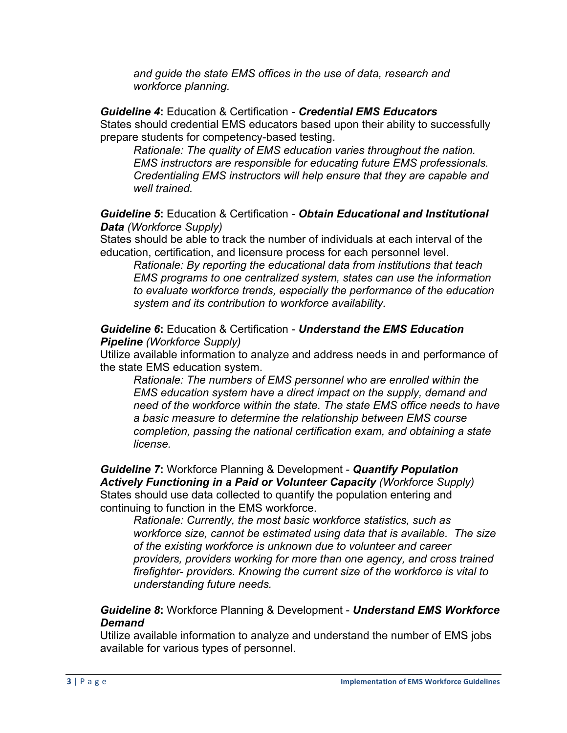*and guide the state EMS offices in the use of data, research and workforce planning.*

***Guideline 4*: Education & Certification - *Credential EMS Educators***
States should credential EMS educators based upon their ability to successfully prepare students for competency-based testing.

> *Rationale: The quality of EMS education varies throughout the nation. EMS instructors are responsible for educating future EMS professionals. Credentialing EMS instructors will help ensure that they are capable and well trained.*

***Guideline 5*: Education & Certification - *Obtain Educational and Institutional Data* *(Workforce Supply)***
States should be able to track the number of individuals at each interval of the education, certification, and licensure process for each personnel level.

> *Rationale: By reporting the educational data from institutions that teach EMS programs to one centralized system, states can use the information to evaluate workforce trends, especially the performance of the education system and its contribution to workforce availability.*

***Guideline 6*: Education & Certification - *Understand the EMS Education Pipeline* *(Workforce Supply)***
Utilize available information to analyze and address needs in and performance of the state EMS education system.

> *Rationale: The numbers of EMS personnel who are enrolled within the EMS education system have a direct impact on the supply, demand and need of the workforce within the state. The state EMS office needs to have a basic measure to determine the relationship between EMS course completion, passing the national certification exam, and obtaining a state license.*

***Guideline 7*: Workforce Planning & Development - *Quantify Population Actively Functioning in a Paid or Volunteer Capacity* *(Workforce Supply)***
States should use data collected to quantify the population entering and continuing to function in the EMS workforce.

> *Rationale: Currently, the most basic workforce statistics, such as workforce size, cannot be estimated using data that is available. The size of the existing workforce is unknown due to volunteer and career providers, providers working for more than one agency, and cross trained firefighter- providers. Knowing the current size of the workforce is vital to understanding future needs.*

***Guideline 8*: Workforce Planning & Development - *Understand EMS Workforce Demand***
Utilize available information to analyze and understand the number of EMS jobs available for various types of personnel.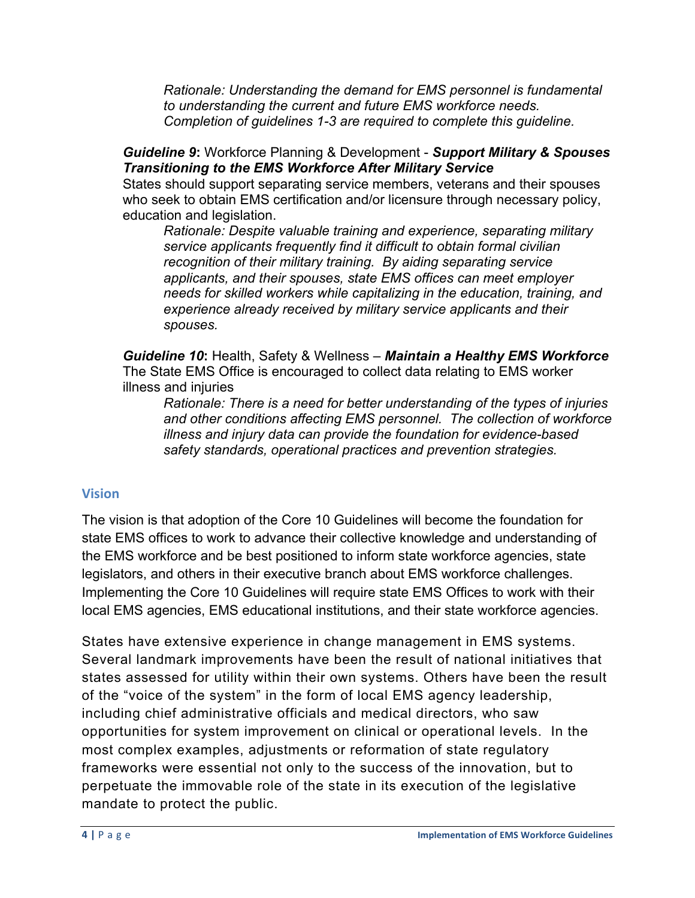*Rationale: Understanding the demand for EMS personnel is fundamental to understanding the current and future EMS workforce needs. Completion of guidelines 1-3 are required to complete this guideline.*

***Guideline 9*****:** Workforce Planning & Development - ***Support Military & Spouses Transitioning to the EMS Workforce After Military Service***
States should support separating service members, veterans and their spouses who seek to obtain EMS certification and/or licensure through necessary policy, education and legislation.

*Rationale: Despite valuable training and experience, separating military service applicants frequently find it difficult to obtain formal civilian recognition of their military training. By aiding separating service applicants, and their spouses, state EMS offices can meet employer needs for skilled workers while capitalizing in the education, training, and experience already received by military service applicants and their spouses.*

***Guideline 10*****:** Health, Safety & Wellness – ***Maintain a Healthy EMS Workforce***
The State EMS Office is encouraged to collect data relating to EMS worker illness and injuries

*Rationale: There is a need for better understanding of the types of injuries and other conditions affecting EMS personnel. The collection of workforce illness and injury data can provide the foundation for evidence-based safety standards, operational practices and prevention strategies.*

## Vision

The vision is that adoption of the Core 10 Guidelines will become the foundation for state EMS offices to work to advance their collective knowledge and understanding of the EMS workforce and be best positioned to inform state workforce agencies, state legislators, and others in their executive branch about EMS workforce challenges. Implementing the Core 10 Guidelines will require state EMS Offices to work with their local EMS agencies, EMS educational institutions, and their state workforce agencies.

States have extensive experience in change management in EMS systems. Several landmark improvements have been the result of national initiatives that states assessed for utility within their own systems. Others have been the result of the "voice of the system" in the form of local EMS agency leadership, including chief administrative officials and medical directors, who saw opportunities for system improvement on clinical or operational levels. In the most complex examples, adjustments or reformation of state regulatory frameworks were essential not only to the success of the innovation, but to perpetuate the immovable role of the state in its execution of the legislative mandate to protect the public.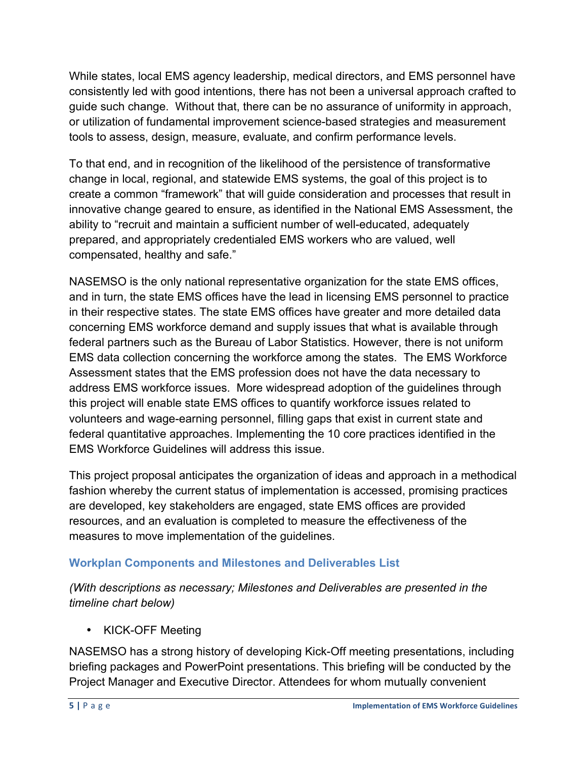While states, local EMS agency leadership, medical directors, and EMS personnel have consistently led with good intentions, there has not been a universal approach crafted to guide such change. Without that, there can be no assurance of uniformity in approach, or utilization of fundamental improvement science-based strategies and measurement tools to assess, design, measure, evaluate, and confirm performance levels.

To that end, and in recognition of the likelihood of the persistence of transformative change in local, regional, and statewide EMS systems, the goal of this project is to create a common "framework" that will guide consideration and processes that result in innovative change geared to ensure, as identified in the National EMS Assessment, the ability to "recruit and maintain a sufficient number of well-educated, adequately prepared, and appropriately credentialed EMS workers who are valued, well compensated, healthy and safe."

NASEMSO is the only national representative organization for the state EMS offices, and in turn, the state EMS offices have the lead in licensing EMS personnel to practice in their respective states. The state EMS offices have greater and more detailed data concerning EMS workforce demand and supply issues that what is available through federal partners such as the Bureau of Labor Statistics. However, there is not uniform EMS data collection concerning the workforce among the states. The EMS Workforce Assessment states that the EMS profession does not have the data necessary to address EMS workforce issues. More widespread adoption of the guidelines through this project will enable state EMS offices to quantify workforce issues related to volunteers and wage-earning personnel, filling gaps that exist in current state and federal quantitative approaches. Implementing the 10 core practices identified in the EMS Workforce Guidelines will address this issue.

This project proposal anticipates the organization of ideas and approach in a methodical fashion whereby the current status of implementation is accessed, promising practices are developed, key stakeholders are engaged, state EMS offices are provided resources, and an evaluation is completed to measure the effectiveness of the measures to move implementation of the guidelines.

### Workplan Components and Milestones and Deliverables List

*(With descriptions as necessary; Milestones and Deliverables are presented in the timeline chart below)*

- KICK-OFF Meeting

NASEMSO has a strong history of developing Kick-Off meeting presentations, including briefing packages and PowerPoint presentations. This briefing will be conducted by the Project Manager and Executive Director. Attendees for whom mutually convenient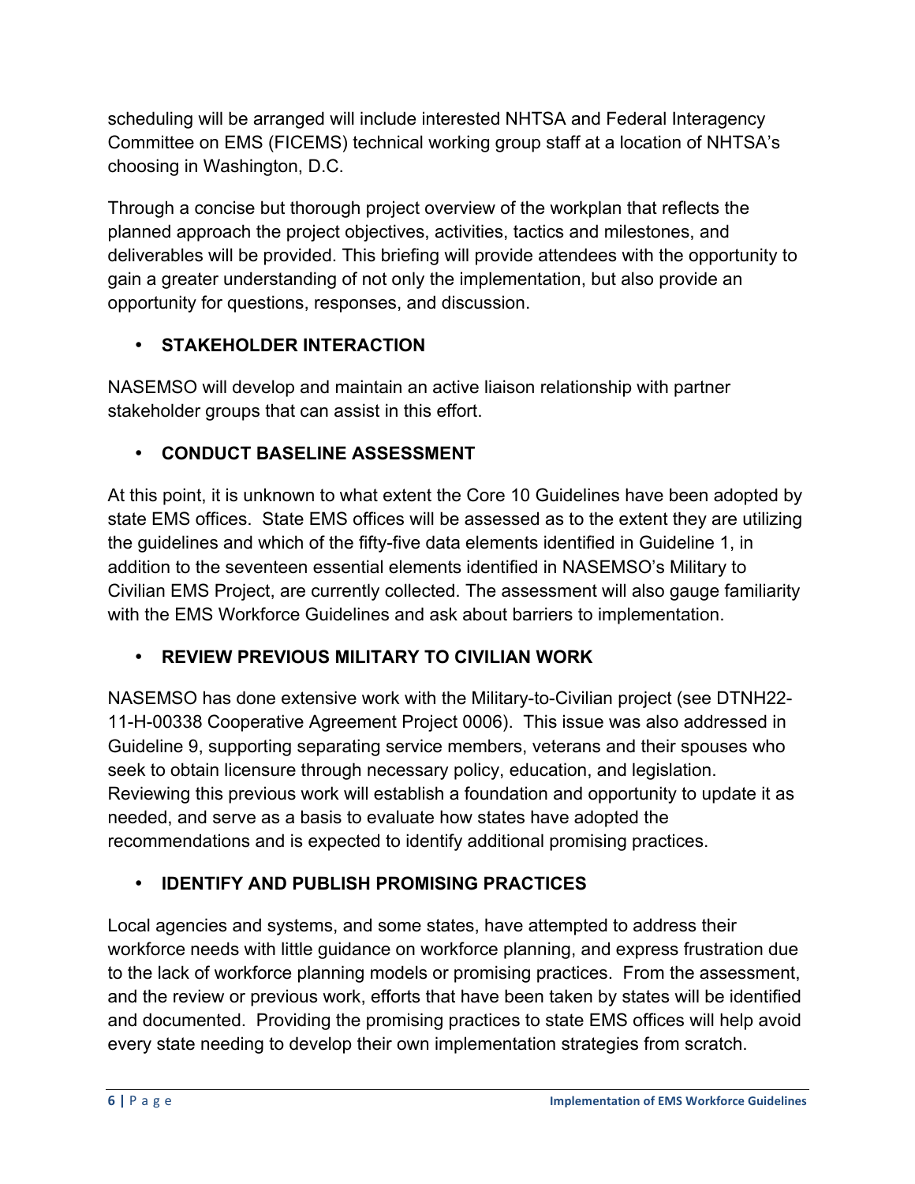scheduling will be arranged will include interested NHTSA and Federal Interagency Committee on EMS (FICEMS) technical working group staff at a location of NHTSA's choosing in Washington, D.C.

Through a concise but thorough project overview of the workplan that reflects the planned approach the project objectives, activities, tactics and milestones, and deliverables will be provided. This briefing will provide attendees with the opportunity to gain a greater understanding of not only the implementation, but also provide an opportunity for questions, responses, and discussion.

- **STAKEHOLDER INTERACTION**

NASEMSO will develop and maintain an active liaison relationship with partner stakeholder groups that can assist in this effort.

- **CONDUCT BASELINE ASSESSMENT**

At this point, it is unknown to what extent the Core 10 Guidelines have been adopted by state EMS offices. State EMS offices will be assessed as to the extent they are utilizing the guidelines and which of the fifty-five data elements identified in Guideline 1, in addition to the seventeen essential elements identified in NASEMSO's Military to Civilian EMS Project, are currently collected. The assessment will also gauge familiarity with the EMS Workforce Guidelines and ask about barriers to implementation.

- **REVIEW PREVIOUS MILITARY TO CIVILIAN WORK**

NASEMSO has done extensive work with the Military-to-Civilian project (see DTNH22-11-H-00338 Cooperative Agreement Project 0006). This issue was also addressed in Guideline 9, supporting separating service members, veterans and their spouses who seek to obtain licensure through necessary policy, education, and legislation. Reviewing this previous work will establish a foundation and opportunity to update it as needed, and serve as a basis to evaluate how states have adopted the recommendations and is expected to identify additional promising practices.

- **IDENTIFY AND PUBLISH PROMISING PRACTICES**

Local agencies and systems, and some states, have attempted to address their workforce needs with little guidance on workforce planning, and express frustration due to the lack of workforce planning models or promising practices. From the assessment, and the review or previous work, efforts that have been taken by states will be identified and documented. Providing the promising practices to state EMS offices will help avoid every state needing to develop their own implementation strategies from scratch.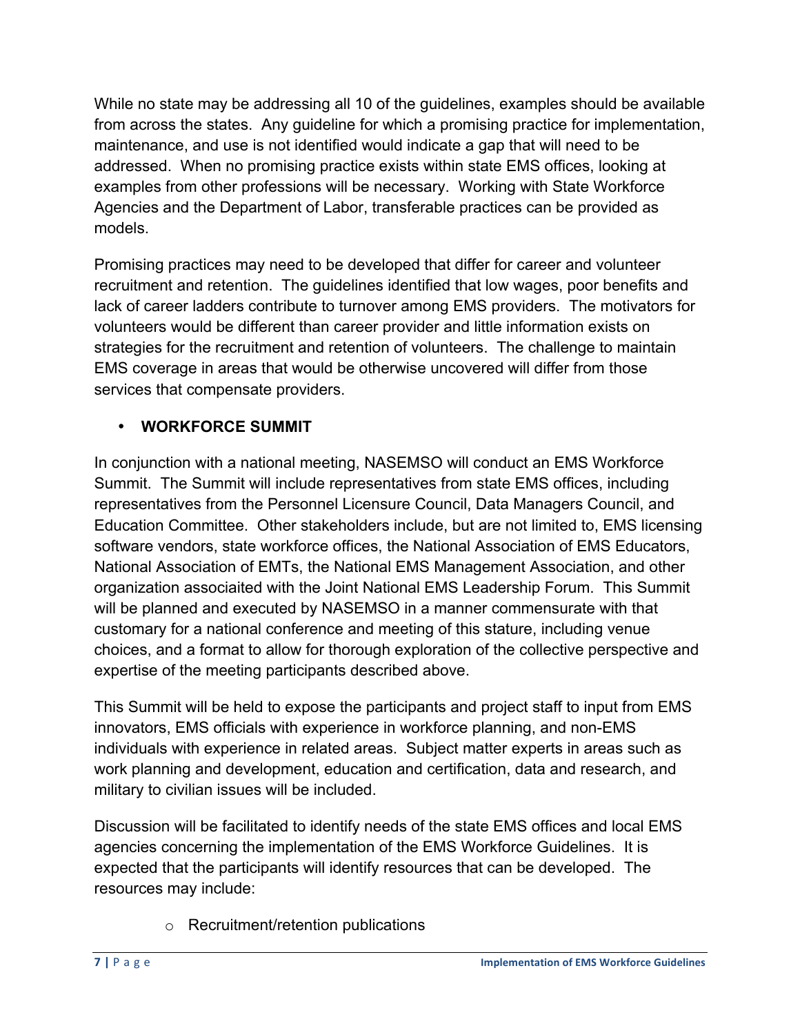While no state may be addressing all 10 of the guidelines, examples should be available from across the states. Any guideline for which a promising practice for implementation, maintenance, and use is not identified would indicate a gap that will need to be addressed. When no promising practice exists within state EMS offices, looking at examples from other professions will be necessary. Working with State Workforce Agencies and the Department of Labor, transferable practices can be provided as models.

Promising practices may need to be developed that differ for career and volunteer recruitment and retention. The guidelines identified that low wages, poor benefits and lack of career ladders contribute to turnover among EMS providers. The motivators for volunteers would be different than career provider and little information exists on strategies for the recruitment and retention of volunteers. The challenge to maintain EMS coverage in areas that would be otherwise uncovered will differ from those services that compensate providers.

- **WORKFORCE SUMMIT**

In conjunction with a national meeting, NASEMSO will conduct an EMS Workforce Summit. The Summit will include representatives from state EMS offices, including representatives from the Personnel Licensure Council, Data Managers Council, and Education Committee. Other stakeholders include, but are not limited to, EMS licensing software vendors, state workforce offices, the National Association of EMS Educators, National Association of EMTs, the National EMS Management Association, and other organization associaited with the Joint National EMS Leadership Forum. This Summit will be planned and executed by NASEMSO in a manner commensurate with that customary for a national conference and meeting of this stature, including venue choices, and a format to allow for thorough exploration of the collective perspective and expertise of the meeting participants described above.

This Summit will be held to expose the participants and project staff to input from EMS innovators, EMS officials with experience in workforce planning, and non-EMS individuals with experience in related areas. Subject matter experts in areas such as work planning and development, education and certification, data and research, and military to civilian issues will be included.

Discussion will be facilitated to identify needs of the state EMS offices and local EMS agencies concerning the implementation of the EMS Workforce Guidelines. It is expected that the participants will identify resources that can be developed. The resources may include:

  - Recruitment/retention publications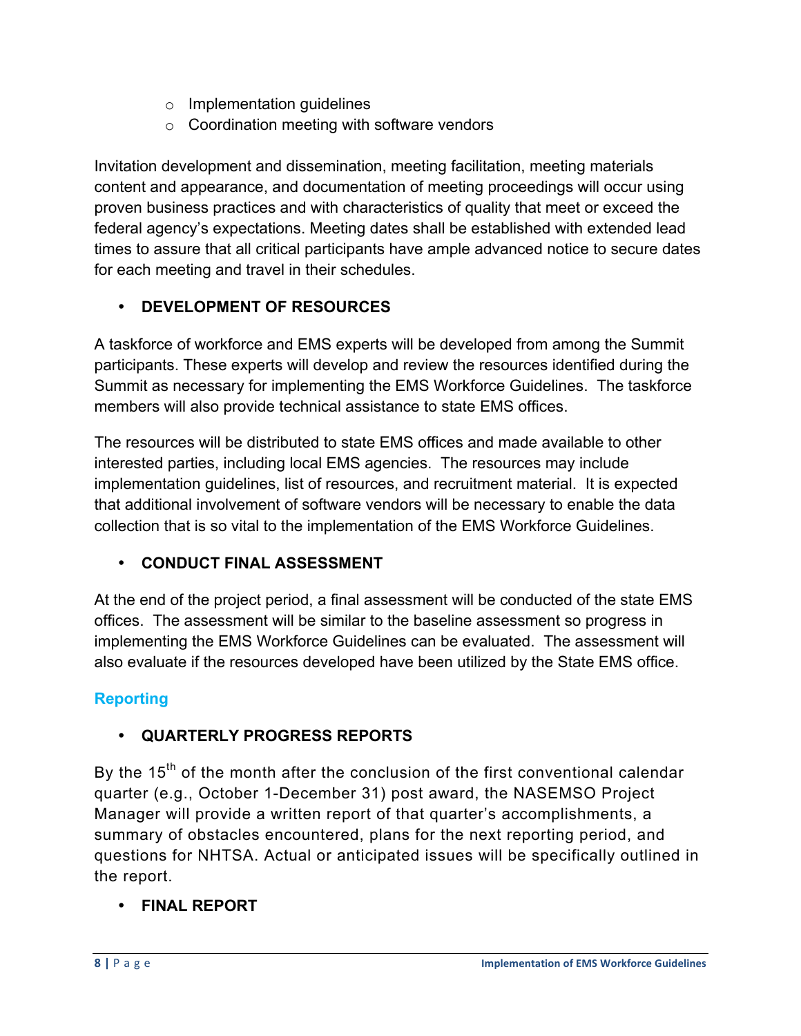- Implementation guidelines
  - Coordination meeting with software vendors

Invitation development and dissemination, meeting facilitation, meeting materials content and appearance, and documentation of meeting proceedings will occur using proven business practices and with characteristics of quality that meet or exceed the federal agency's expectations. Meeting dates shall be established with extended lead times to assure that all critical participants have ample advanced notice to secure dates for each meeting and travel in their schedules.

- **DEVELOPMENT OF RESOURCES**

A taskforce of workforce and EMS experts will be developed from among the Summit participants. These experts will develop and review the resources identified during the Summit as necessary for implementing the EMS Workforce Guidelines. The taskforce members will also provide technical assistance to state EMS offices.

The resources will be distributed to state EMS offices and made available to other interested parties, including local EMS agencies. The resources may include implementation guidelines, list of resources, and recruitment material. It is expected that additional involvement of software vendors will be necessary to enable the data collection that is so vital to the implementation of the EMS Workforce Guidelines.

- **CONDUCT FINAL ASSESSMENT**

At the end of the project period, a final assessment will be conducted of the state EMS offices. The assessment will be similar to the baseline assessment so progress in implementing the EMS Workforce Guidelines can be evaluated. The assessment will also evaluate if the resources developed have been utilized by the State EMS office.

## Reporting

- **QUARTERLY PROGRESS REPORTS**

By the 15th of the month after the conclusion of the first conventional calendar quarter (e.g., October 1-December 31) post award, the NASEMSO Project Manager will provide a written report of that quarter's accomplishments, a summary of obstacles encountered, plans for the next reporting period, and questions for NHTSA. Actual or anticipated issues will be specifically outlined in the report.

- **FINAL REPORT**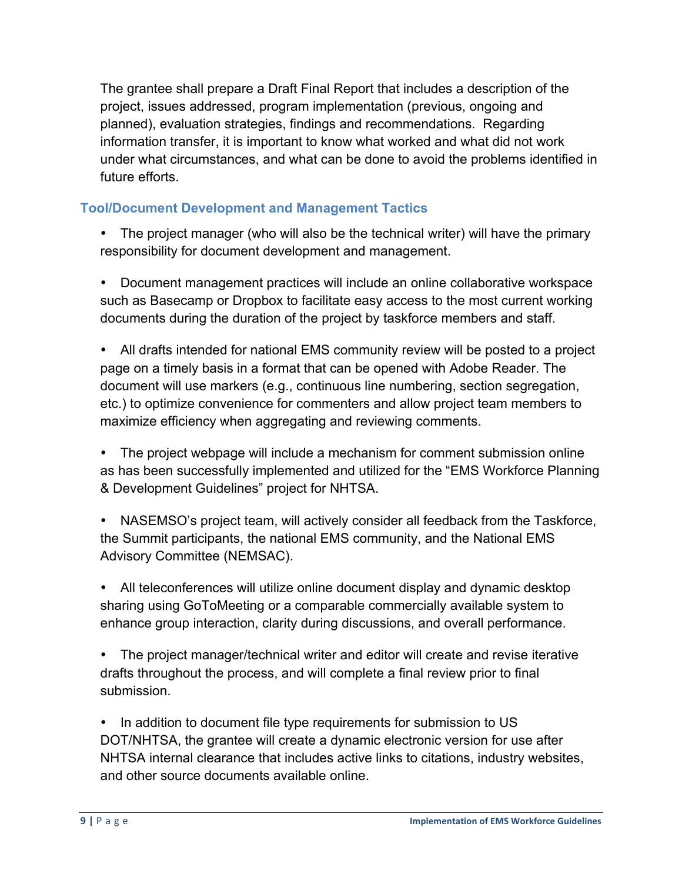The grantee shall prepare a Draft Final Report that includes a description of the project, issues addressed, program implementation (previous, ongoing and planned), evaluation strategies, findings and recommendations. Regarding information transfer, it is important to know what worked and what did not work under what circumstances, and what can be done to avoid the problems identified in future efforts.

### Tool/Document Development and Management Tactics

- The project manager (who will also be the technical writer) will have the primary responsibility for document development and management.

- Document management practices will include an online collaborative workspace such as Basecamp or Dropbox to facilitate easy access to the most current working documents during the duration of the project by taskforce members and staff.

- All drafts intended for national EMS community review will be posted to a project page on a timely basis in a format that can be opened with Adobe Reader. The document will use markers (e.g., continuous line numbering, section segregation, etc.) to optimize convenience for commenters and allow project team members to maximize efficiency when aggregating and reviewing comments.

- The project webpage will include a mechanism for comment submission online as has been successfully implemented and utilized for the "EMS Workforce Planning & Development Guidelines" project for NHTSA.

- NASEMSO's project team, will actively consider all feedback from the Taskforce, the Summit participants, the national EMS community, and the National EMS Advisory Committee (NEMSAC).

- All teleconferences will utilize online document display and dynamic desktop sharing using GoToMeeting or a comparable commercially available system to enhance group interaction, clarity during discussions, and overall performance.

- The project manager/technical writer and editor will create and revise iterative drafts throughout the process, and will complete a final review prior to final submission.

- In addition to document file type requirements for submission to US DOT/NHTSA, the grantee will create a dynamic electronic version for use after NHTSA internal clearance that includes active links to citations, industry websites, and other source documents available online.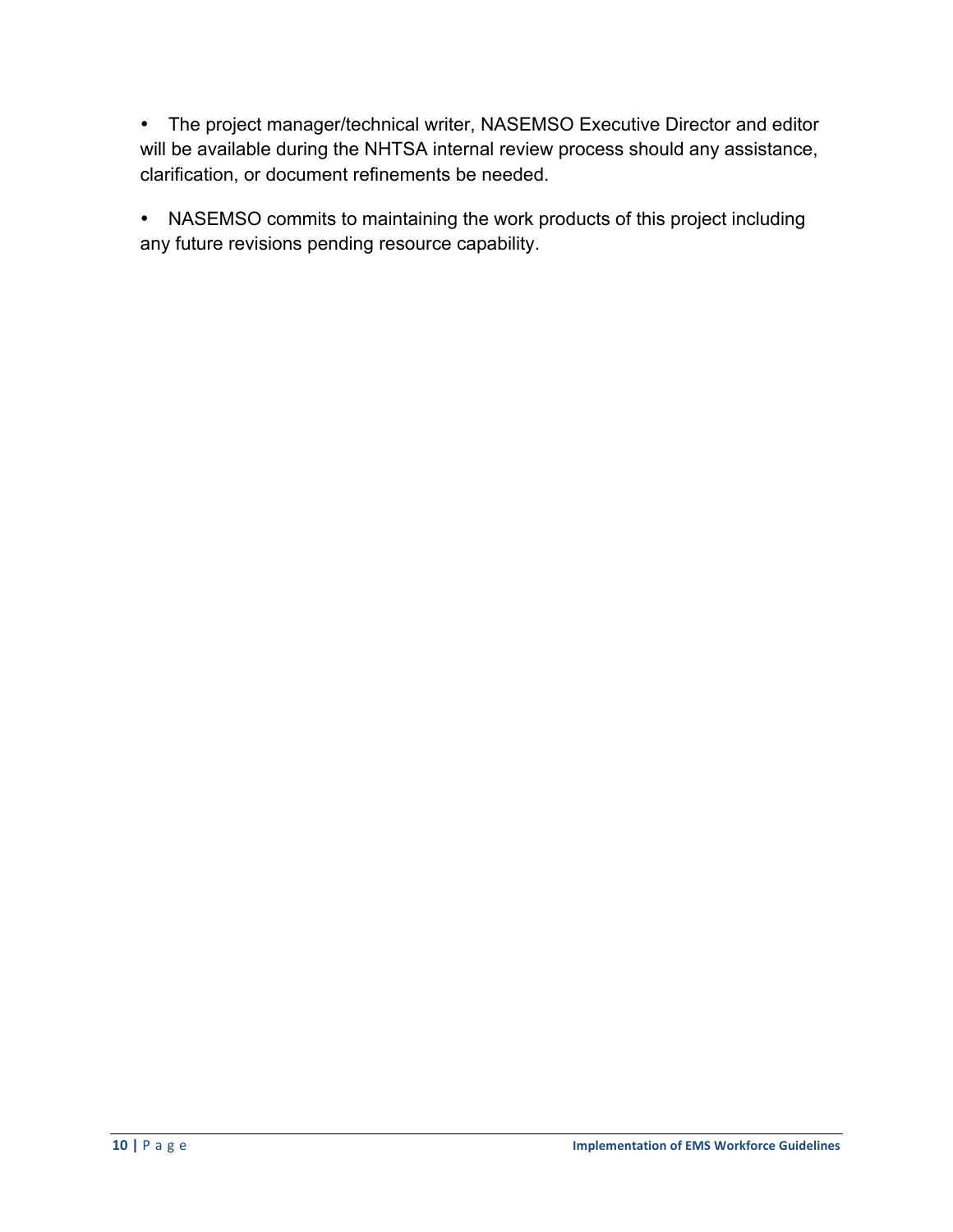- The project manager/technical writer, NASEMSO Executive Director and editor will be available during the NHTSA internal review process should any assistance, clarification, or document refinements be needed.

- NASEMSO commits to maintaining the work products of this project including any future revisions pending resource capability.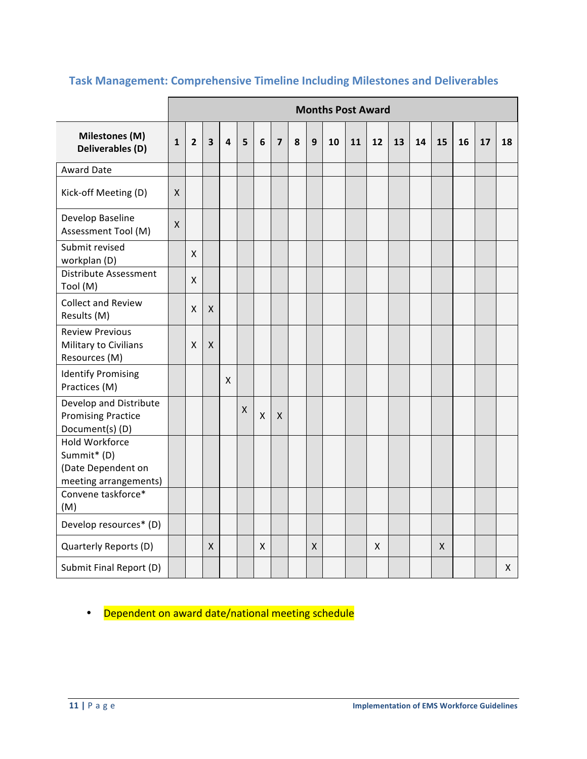## Task Management: Comprehensive Timeline Including Milestones and Deliverables

| | Months Post Award | | | | | | | | | | | | | | | | | |
|---|---|---|---|---|---|---|---|---|---|---|---|---|---|---|---|---|---|---|
| **Milestones (M) Deliverables (D)** | **1** | **2** | **3** | **4** | **5** | **6** | **7** | **8** | **9** | **10** | **11** | **12** | **13** | **14** | **15** | **16** | **17** | **18** |
| Award Date | | | | | | | | | | | | | | | | | | |
| Kick-off Meeting (D) | X | | | | | | | | | | | | | | | | | |
| Develop Baseline Assessment Tool (M) | X | | | | | | | | | | | | | | | | | |
| Submit revised workplan (D) | | X | | | | | | | | | | | | | | | | |
| Distribute Assessment Tool (M) | | X | | | | | | | | | | | | | | | | |
| Collect and Review Results (M) | | X | X | | | | | | | | | | | | | | | |
| Review Previous Military to Civilians Resources (M) | | X | X | | | | | | | | | | | | | | | |
| Identify Promising Practices (M) | | | | X | | | | | | | | | | | | | | |
| Develop and Distribute Promising Practice Document(s) (D) | | | | | X | X | X | | | | | | | | | | | |
| Hold Workforce Summit* (D) (Date Dependent on meeting arrangements) | | | | | | | | | | | | | | | | | | |
| Convene taskforce* (M) | | | | | | | | | | | | | | | | | | |
| Develop resources* (D) | | | | | | | | | | | | | | | | | | |
| Quarterly Reports (D) | | | X | | | X | | | X | | | X | | | X | | | |
| Submit Final Report (D) | | | | | | | | | | | | | | | | | | X |

- Dependent on award date/national meeting schedule